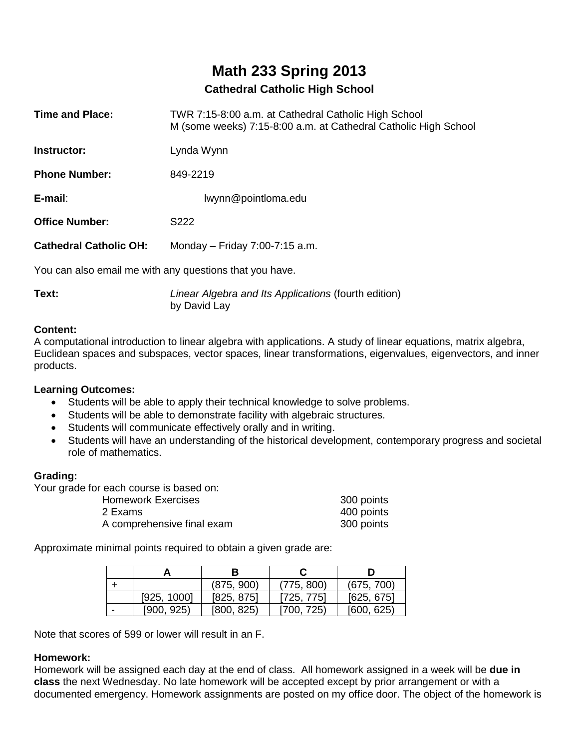# Math 233 Spring 2013

## Cathedral Catholic High School

**Time and Place:** TWR 7:15-8:00 a.m. at Cathedral Catholic High School
M (some weeks) 7:15-8:00 a.m. at Cathedral Catholic High School

**Instructor:** Lynda Wynn

**Phone Number:** 849-2219

**E-mail**: lwynn@pointloma.edu

**Office Number:** S222

**Cathedral Catholic OH:** Monday – Friday 7:00-7:15 a.m.

You can also email me with any questions that you have.

**Text:** *Linear Algebra and Its Applications* (fourth edition)
by David Lay

**Content:**
A computational introduction to linear algebra with applications. A study of linear equations, matrix algebra, Euclidean spaces and subspaces, vector spaces, linear transformations, eigenvalues, eigenvectors, and inner products.

**Learning Outcomes:**

- Students will be able to apply their technical knowledge to solve problems.
- Students will be able to demonstrate facility with algebraic structures.
- Students will communicate effectively orally and in writing.
- Students will have an understanding of the historical development, contemporary progress and societal role of mathematics.

**Grading:**
Your grade for each course is based on:

| | |
|---|---|
| Homework Exercises | 300 points |
| 2 Exams | 400 points |
| A comprehensive final exam | 300 points |

Approximate minimal points required to obtain a given grade are:

| | A | B | C | D |
|---|---|---|---|---|
| + | | (875, 900) | (775, 800) | (675, 700) |
| | [925, 1000] | [825, 875] | [725, 775] | [625, 675] |
| - | [900, 925) | [800, 825) | [700, 725) | [600, 625) |

Note that scores of 599 or lower will result in an F.

**Homework:**
Homework will be assigned each day at the end of class. All homework assigned in a week will be **due in class** the next Wednesday. No late homework will be accepted except by prior arrangement or with a documented emergency. Homework assignments are posted on my office door. The object of the homework is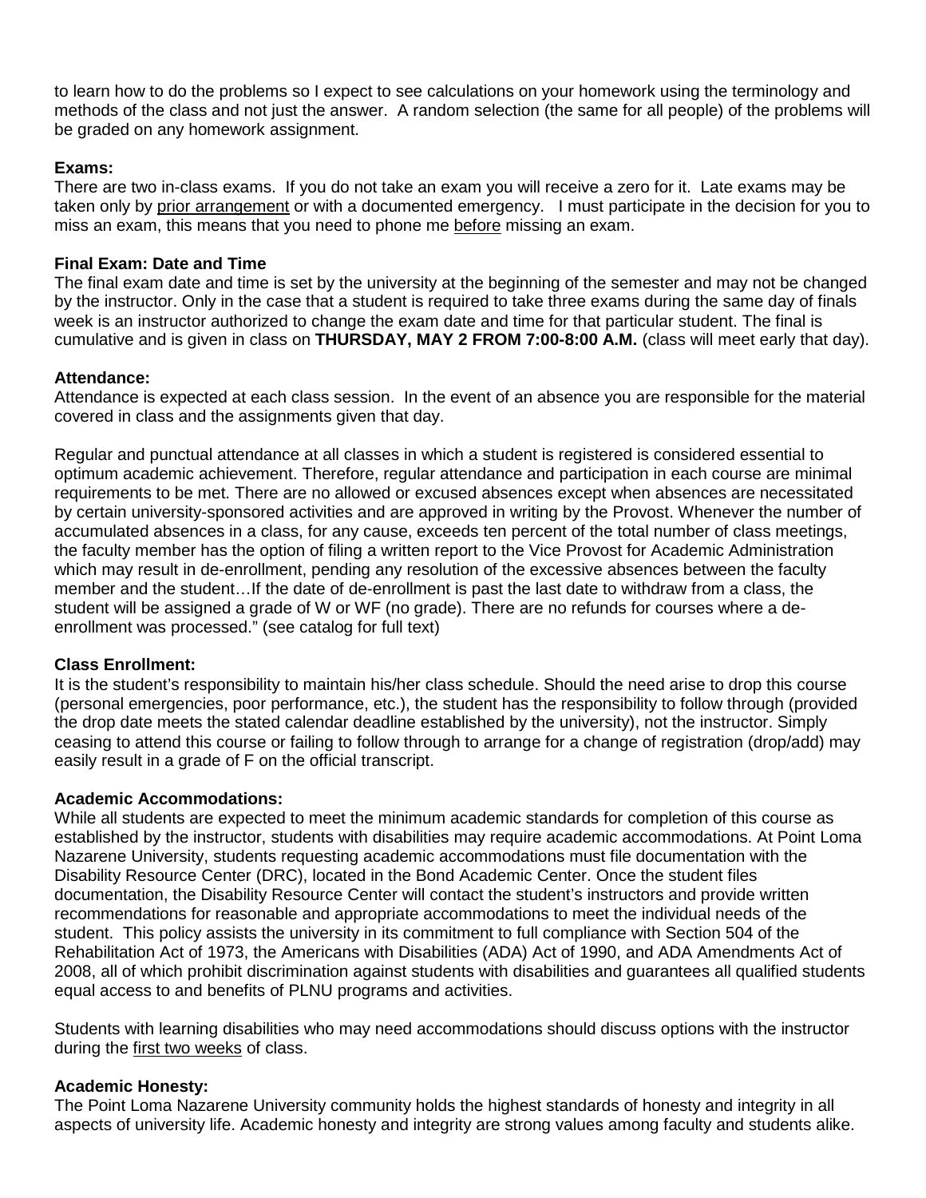to learn how to do the problems so I expect to see calculations on your homework using the terminology and methods of the class and not just the answer. A random selection (the same for all people) of the problems will be graded on any homework assignment.

**Exams:**

There are two in-class exams. If you do not take an exam you will receive a zero for it. Late exams may be taken only by prior arrangement or with a documented emergency. I must participate in the decision for you to miss an exam, this means that you need to phone me before missing an exam.

**Final Exam: Date and Time**

The final exam date and time is set by the university at the beginning of the semester and may not be changed by the instructor. Only in the case that a student is required to take three exams during the same day of finals week is an instructor authorized to change the exam date and time for that particular student. The final is cumulative and is given in class on **THURSDAY, MAY 2 FROM 7:00-8:00 A.M.** (class will meet early that day).

**Attendance:**

Attendance is expected at each class session. In the event of an absence you are responsible for the material covered in class and the assignments given that day.

Regular and punctual attendance at all classes in which a student is registered is considered essential to optimum academic achievement. Therefore, regular attendance and participation in each course are minimal requirements to be met. There are no allowed or excused absences except when absences are necessitated by certain university-sponsored activities and are approved in writing by the Provost. Whenever the number of accumulated absences in a class, for any cause, exceeds ten percent of the total number of class meetings, the faculty member has the option of filing a written report to the Vice Provost for Academic Administration which may result in de-enrollment, pending any resolution of the excessive absences between the faculty member and the student…If the date of de-enrollment is past the last date to withdraw from a class, the student will be assigned a grade of W or WF (no grade). There are no refunds for courses where a de-enrollment was processed." (see catalog for full text)

**Class Enrollment:**

It is the student's responsibility to maintain his/her class schedule. Should the need arise to drop this course (personal emergencies, poor performance, etc.), the student has the responsibility to follow through (provided the drop date meets the stated calendar deadline established by the university), not the instructor. Simply ceasing to attend this course or failing to follow through to arrange for a change of registration (drop/add) may easily result in a grade of F on the official transcript.

**Academic Accommodations:**

While all students are expected to meet the minimum academic standards for completion of this course as established by the instructor, students with disabilities may require academic accommodations. At Point Loma Nazarene University, students requesting academic accommodations must file documentation with the Disability Resource Center (DRC), located in the Bond Academic Center. Once the student files documentation, the Disability Resource Center will contact the student's instructors and provide written recommendations for reasonable and appropriate accommodations to meet the individual needs of the student. This policy assists the university in its commitment to full compliance with Section 504 of the Rehabilitation Act of 1973, the Americans with Disabilities (ADA) Act of 1990, and ADA Amendments Act of 2008, all of which prohibit discrimination against students with disabilities and guarantees all qualified students equal access to and benefits of PLNU programs and activities.

Students with learning disabilities who may need accommodations should discuss options with the instructor during the first two weeks of class.

**Academic Honesty:**

The Point Loma Nazarene University community holds the highest standards of honesty and integrity in all aspects of university life. Academic honesty and integrity are strong values among faculty and students alike.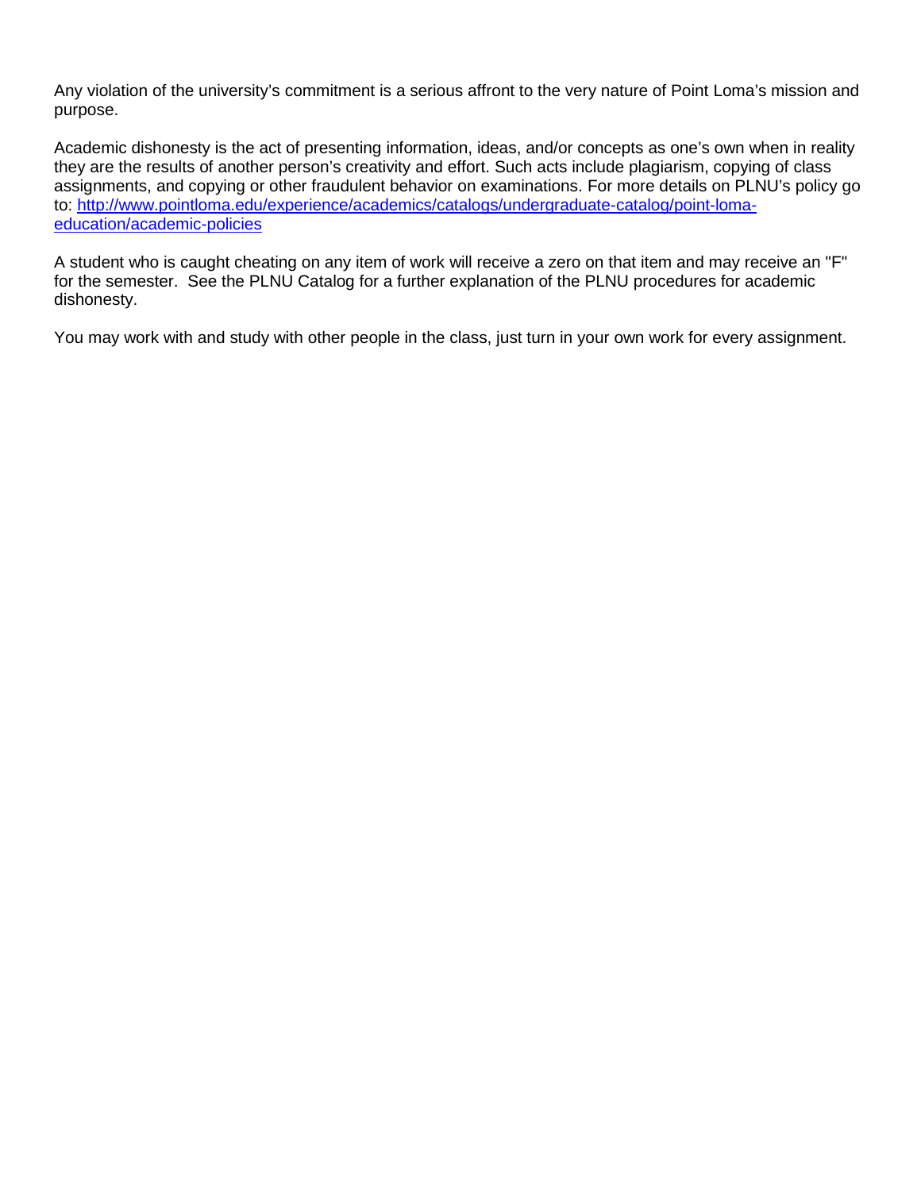Any violation of the university's commitment is a serious affront to the very nature of Point Loma's mission and purpose.

Academic dishonesty is the act of presenting information, ideas, and/or concepts as one's own when in reality they are the results of another person's creativity and effort. Such acts include plagiarism, copying of class assignments, and copying or other fraudulent behavior on examinations. For more details on PLNU's policy go to: [http://www.pointloma.edu/experience/academics/catalogs/undergraduate-catalog/point-loma-education/academic-policies](http://www.pointloma.edu/experience/academics/catalogs/undergraduate-catalog/point-loma-education/academic-policies)

A student who is caught cheating on any item of work will receive a zero on that item and may receive an "F" for the semester. See the PLNU Catalog for a further explanation of the PLNU procedures for academic dishonesty.

You may work with and study with other people in the class, just turn in your own work for every assignment.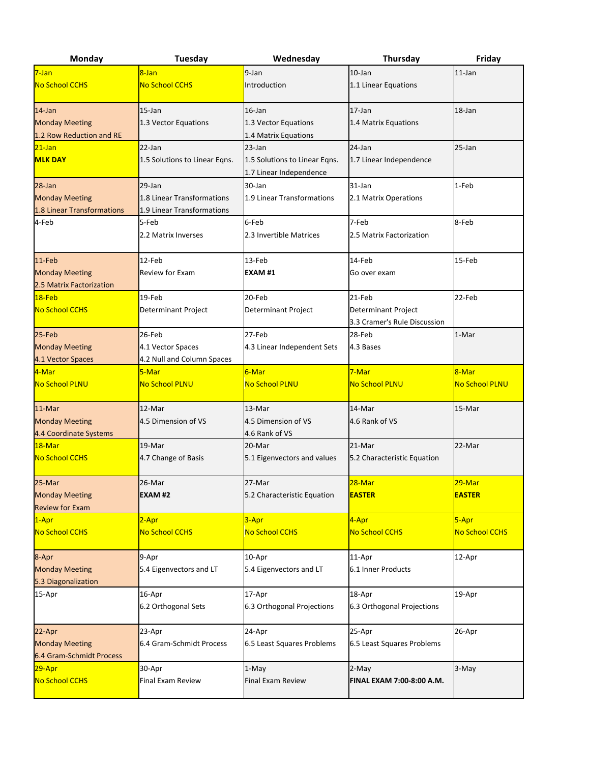| Monday | Tuesday | Wednesday | Thursday | Friday |
| --- | --- | --- | --- | --- |
| 7-Jan<br>No School CCHS | 8-Jan<br>No School CCHS | 9-Jan<br>Introduction | 10-Jan<br>1.1 Linear Equations | 11-Jan |
| 14-Jan<br>Monday Meeting<br>1.2 Row Reduction and RE | 15-Jan<br>1.3 Vector Equations | 16-Jan<br>1.3 Vector Equations<br>1.4 Matrix Equations | 17-Jan<br>1.4 Matrix Equations | 18-Jan |
| 21-Jan<br>**MLK DAY** | 22-Jan<br>1.5 Solutions to Linear Eqns. | 23-Jan<br>1.5 Solutions to Linear Eqns.<br>1.7 Linear Independence | 24-Jan<br>1.7 Linear Independence | 25-Jan |
| 28-Jan<br>Monday Meeting<br>1.8 Linear Transformations | 29-Jan<br>1.8 Linear Transformations<br>1.9 Linear Transformations | 30-Jan<br>1.9 Linear Transformations | 31-Jan<br>2.1 Matrix Operations | 1-Feb |
| 4-Feb | 5-Feb<br>2.2 Matrix Inverses | 6-Feb<br>2.3 Invertible Matrices | 7-Feb<br>2.5 Matrix Factorization | 8-Feb |
| 11-Feb<br>Monday Meeting<br>2.5 Matrix Factorization | 12-Feb<br>Review for Exam | 13-Feb<br>**EXAM #1** | 14-Feb<br>Go over exam | 15-Feb |
| 18-Feb<br>No School CCHS | 19-Feb<br>Determinant Project | 20-Feb<br>Determinant Project | 21-Feb<br>Determinant Project<br>3.3 Cramer's Rule Discussion | 22-Feb |
| 25-Feb<br>Monday Meeting<br>4.1 Vector Spaces | 26-Feb<br>4.1 Vector Spaces<br>4.2 Null and Column Spaces | 27-Feb<br>4.3 Linear Independent Sets | 28-Feb<br>4.3 Bases | 1-Mar |
| 4-Mar<br>No School PLNU | 5-Mar<br>No School PLNU | 6-Mar<br>No School PLNU | 7-Mar<br>No School PLNU | 8-Mar<br>No School PLNU |
| 11-Mar<br>Monday Meeting<br>4.4 Coordinate Systems | 12-Mar<br>4.5 Dimension of VS | 13-Mar<br>4.5 Dimension of VS<br>4.6 Rank of VS | 14-Mar<br>4.6 Rank of VS | 15-Mar |
| 18-Mar<br>No School CCHS | 19-Mar<br>4.7 Change of Basis | 20-Mar<br>5.1 Eigenvectors and values | 21-Mar<br>5.2 Characteristic Equation | 22-Mar |
| 25-Mar<br>Monday Meeting<br>Review for Exam | 26-Mar<br>**EXAM #2** | 27-Mar<br>5.2 Characteristic Equation | 28-Mar<br>**EASTER** | 29-Mar<br>**EASTER** |
| 1-Apr<br>No School CCHS | 2-Apr<br>No School CCHS | 3-Apr<br>No School CCHS | 4-Apr<br>No School CCHS | 5-Apr<br>No School CCHS |
| 8-Apr<br>Monday Meeting<br>5.3 Diagonalization | 9-Apr<br>5.4 Eigenvectors and LT | 10-Apr<br>5.4 Eigenvectors and LT | 11-Apr<br>6.1 Inner Products | 12-Apr |
| 15-Apr | 16-Apr<br>6.2 Orthogonal Sets | 17-Apr<br>6.3 Orthogonal Projections | 18-Apr<br>6.3 Orthogonal Projections | 19-Apr |
| 22-Apr<br>Monday Meeting<br>6.4 Gram-Schmidt Process | 23-Apr<br>6.4 Gram-Schmidt Process | 24-Apr<br>6.5 Least Squares Problems | 25-Apr<br>6.5 Least Squares Problems | 26-Apr |
| 29-Apr<br>No School CCHS | 30-Apr<br>Final Exam Review | 1-May<br>Final Exam Review | 2-May<br>**FINAL EXAM 7:00-8:00 A.M.** | 3-May |